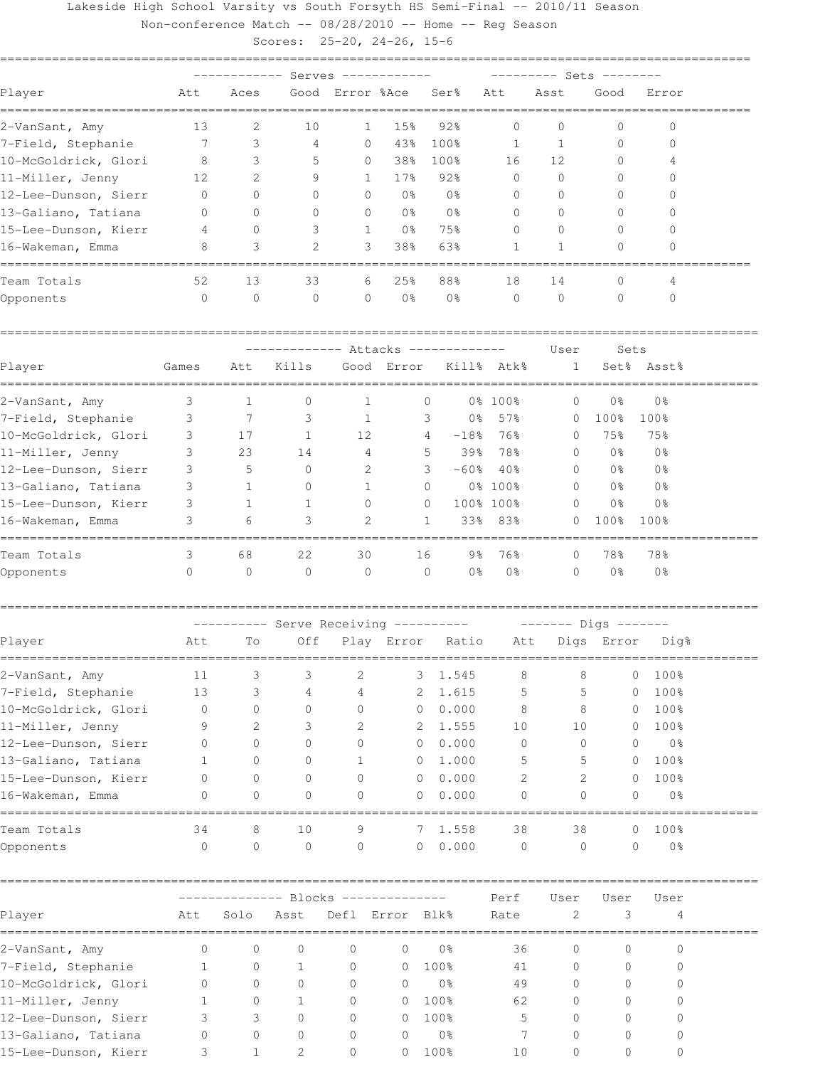Lakeside High School Varsity vs South Forsyth HS Semi-Final -- 2010/11 Season

Non-conference Match -- 08/28/2010 -- Home -- Reg Season

Scores: 25-20, 24-26, 15-6

| Player | Serves Att | Aces | Good | Error | %Ace | Ser% | Sets Att | Asst | Good | Error |
|---|---|---|---|---|---|---|---|---|---|---|
| 2-VanSant, Amy | 13 | 2 | 10 | 1 | 15% | 92% | 0 | 0 | 0 | 0 |
| 7-Field, Stephanie | 7 | 3 | 4 | 0 | 43% | 100% | 1 | 1 | 0 | 0 |
| 10-McGoldrick, Glori | 8 | 3 | 5 | 0 | 38% | 100% | 16 | 12 | 0 | 4 |
| 11-Miller, Jenny | 12 | 2 | 9 | 1 | 17% | 92% | 0 | 0 | 0 | 0 |
| 12-Lee-Dunson, Sierr | 0 | 0 | 0 | 0 | 0% | 0% | 0 | 0 | 0 | 0 |
| 13-Galiano, Tatiana | 0 | 0 | 0 | 0 | 0% | 0% | 0 | 0 | 0 | 0 |
| 15-Lee-Dunson, Kierr | 4 | 0 | 3 | 1 | 0% | 75% | 0 | 0 | 0 | 0 |
| 16-Wakeman, Emma | 8 | 3 | 2 | 3 | 38% | 63% | 1 | 1 | 0 | 0 |
| Team Totals | 52 | 13 | 33 | 6 | 25% | 88% | 18 | 14 | 0 | 4 |
| Opponents | 0 | 0 | 0 | 0 | 0% | 0% | 0 | 0 | 0 | 0 |

| Player | Games | Attacks Att | Kills | Good | Error | Kill% | Atk% | User 1 | Sets Set% | Asst% |
|---|---|---|---|---|---|---|---|---|---|---|
| 2-VanSant, Amy | 3 | 1 | 0 | 1 | 0 | 0% | 100% | 0 | 0% | 0% |
| 7-Field, Stephanie | 3 | 7 | 3 | 1 | 3 | 0% | 57% | 0 | 100% | 100% |
| 10-McGoldrick, Glori | 3 | 17 | 1 | 12 | 4 | -18% | 76% | 0 | 75% | 75% |
| 11-Miller, Jenny | 3 | 23 | 14 | 4 | 5 | 39% | 78% | 0 | 0% | 0% |
| 12-Lee-Dunson, Sierr | 3 | 5 | 0 | 2 | 3 | -60% | 40% | 0 | 0% | 0% |
| 13-Galiano, Tatiana | 3 | 1 | 0 | 1 | 0 | 0% | 100% | 0 | 0% | 0% |
| 15-Lee-Dunson, Kierr | 3 | 1 | 1 | 0 | 0 | 100% | 100% | 0 | 0% | 0% |
| 16-Wakeman, Emma | 3 | 6 | 3 | 2 | 1 | 33% | 83% | 0 | 100% | 100% |
| Team Totals | 3 | 68 | 22 | 30 | 16 | 9% | 76% | 0 | 78% | 78% |
| Opponents | 0 | 0 | 0 | 0 | 0 | 0% | 0% | 0 | 0% | 0% |

| Player | Serve Receiving Att | To | Off | Play | Error | Ratio | Digs Att | Digs | Error | Dig% |
|---|---|---|---|---|---|---|---|---|---|---|
| 2-VanSant, Amy | 11 | 3 | 3 | 2 | 3 | 1.545 | 8 | 8 | 0 | 100% |
| 7-Field, Stephanie | 13 | 3 | 4 | 4 | 2 | 1.615 | 5 | 5 | 0 | 100% |
| 10-McGoldrick, Glori | 0 | 0 | 0 | 0 | 0 | 0.000 | 8 | 8 | 0 | 100% |
| 11-Miller, Jenny | 9 | 2 | 3 | 2 | 2 | 1.555 | 10 | 10 | 0 | 100% |
| 12-Lee-Dunson, Sierr | 0 | 0 | 0 | 0 | 0 | 0.000 | 0 | 0 | 0 | 0% |
| 13-Galiano, Tatiana | 1 | 0 | 0 | 1 | 0 | 1.000 | 5 | 5 | 0 | 100% |
| 15-Lee-Dunson, Kierr | 0 | 0 | 0 | 0 | 0 | 0.000 | 2 | 2 | 0 | 100% |
| 16-Wakeman, Emma | 0 | 0 | 0 | 0 | 0 | 0.000 | 0 | 0 | 0 | 0% |
| Team Totals | 34 | 8 | 10 | 9 | 7 | 1.558 | 38 | 38 | 0 | 100% |
| Opponents | 0 | 0 | 0 | 0 | 0 | 0.000 | 0 | 0 | 0 | 0% |

| Player | Blocks Att | Solo | Asst | Defl | Error | Blk% | Perf Rate | User 2 | User 3 | User 4 |
|---|---|---|---|---|---|---|---|---|---|---|
| 2-VanSant, Amy | 0 | 0 | 0 | 0 | 0 | 0% | 36 | 0 | 0 | 0 |
| 7-Field, Stephanie | 1 | 0 | 1 | 0 | 0 | 100% | 41 | 0 | 0 | 0 |
| 10-McGoldrick, Glori | 0 | 0 | 0 | 0 | 0 | 0% | 49 | 0 | 0 | 0 |
| 11-Miller, Jenny | 1 | 0 | 1 | 0 | 0 | 100% | 62 | 0 | 0 | 0 |
| 12-Lee-Dunson, Sierr | 3 | 3 | 0 | 0 | 0 | 100% | 5 | 0 | 0 | 0 |
| 13-Galiano, Tatiana | 0 | 0 | 0 | 0 | 0 | 0% | 7 | 0 | 0 | 0 |
| 15-Lee-Dunson, Kierr | 3 | 1 | 2 | 0 | 0 | 100% | 10 | 0 | 0 | 0 |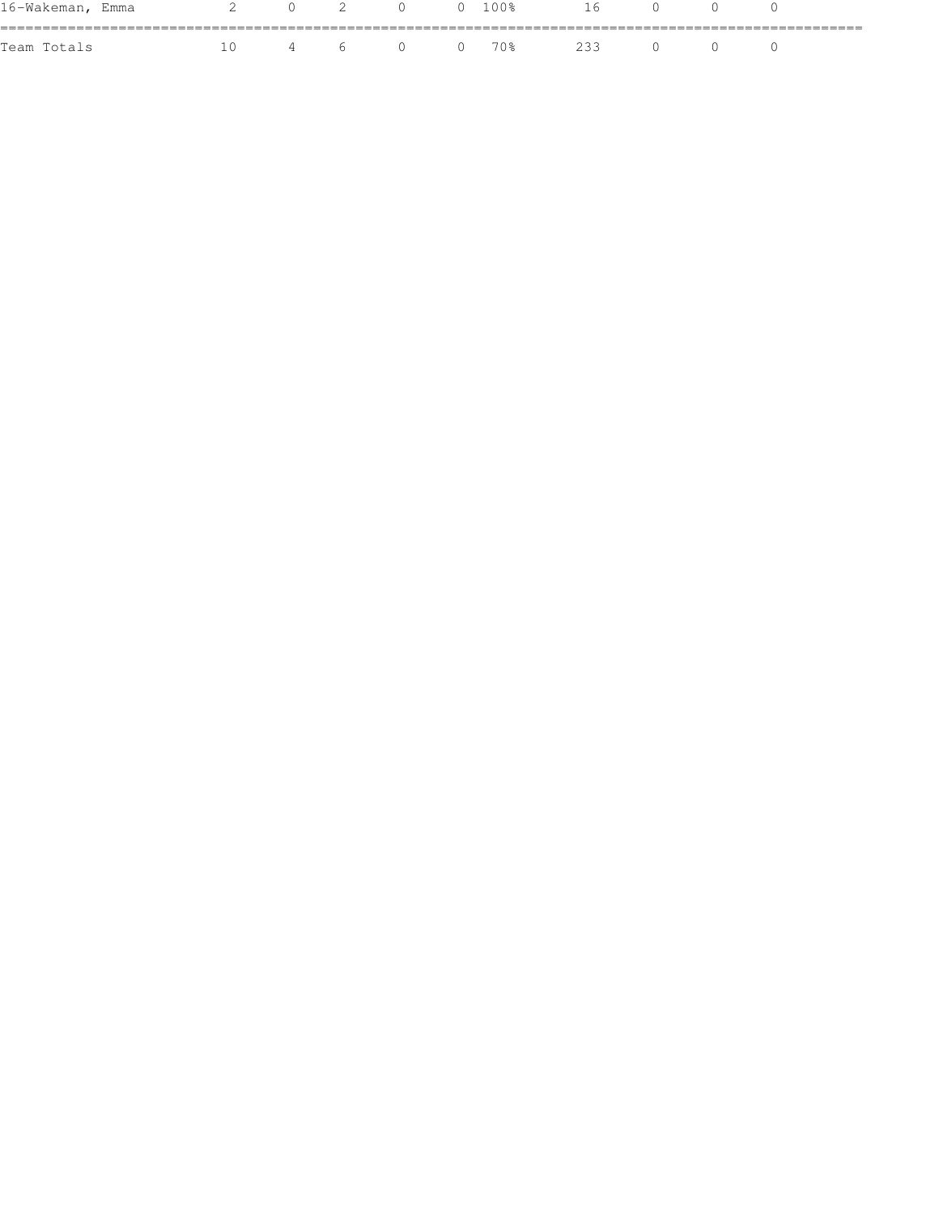| | | | | | | | | | | |
|---|---|---|---|---|---|---|---|---|---|---|
| 16-Wakeman, Emma | 2 | 0 | 2 | 0 | 0 | 100% | 16 | 0 | 0 | 0 |
| Team Totals | 10 | 4 | 6 | 0 | 0 | 70% | 233 | 0 | 0 | 0 |